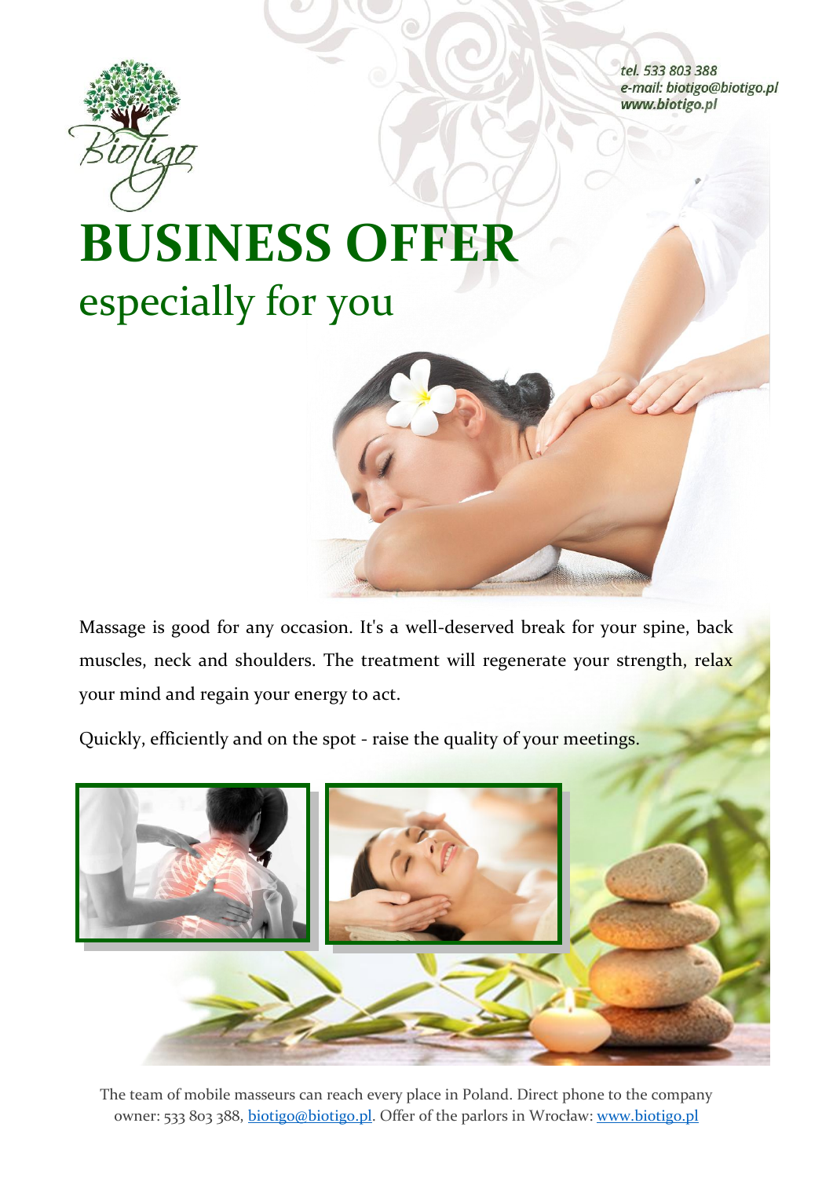tel. 533 803 388
e-mail: biotigo@biotigo.pl
www.biotigo.pl

Biotigo

# BUSINESS OFFER

especially for you

Massage is good for any occasion. It's a well-deserved break for your spine, back muscles, neck and shoulders. The treatment will regenerate your strength, relax your mind and regain your energy to act.

Quickly, efficiently and on the spot - raise the quality of your meetings.

The team of mobile masseurs can reach every place in Poland. Direct phone to the company owner: 533 803 388, biotigo@biotigo.pl. Offer of the parlors in Wrocław: www.biotigo.pl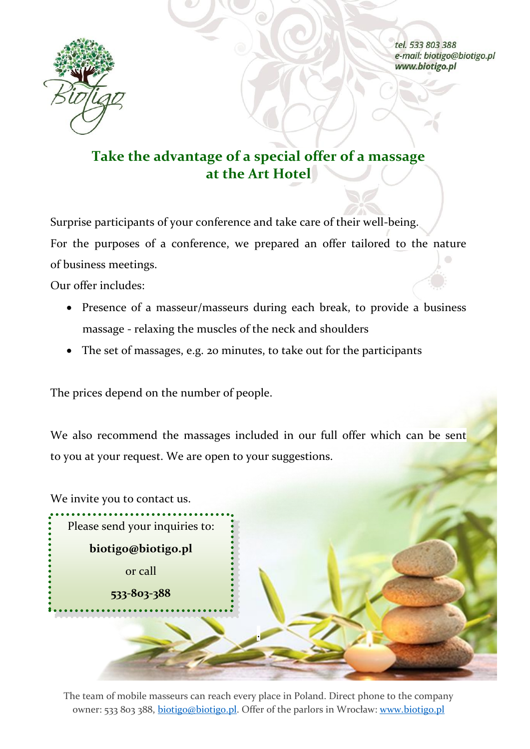tel. 533 803 388
e-mail: biotigo@biotigo.pl
www.biotigo.pl

## Take the advantage of a special offer of a massage at the Art Hotel

Surprise participants of your conference and take care of their well-being.

For the purposes of a conference, we prepared an offer tailored to the nature of business meetings.

Our offer includes:

- Presence of a masseur/masseurs during each break, to provide a business massage - relaxing the muscles of the neck and shoulders
- The set of massages, e.g. 20 minutes, to take out for the participants

The prices depend on the number of people.

We also recommend the massages included in our full offer which can be sent to you at your request. We are open to your suggestions.

We invite you to contact us.

Please send your inquiries to:

**biotigo@biotigo.pl**

or call

**533-803-388**

The team of mobile masseurs can reach every place in Poland. Direct phone to the company owner: 533 803 388, biotigo@biotigo.pl. Offer of the parlors in Wrocław: www.biotigo.pl